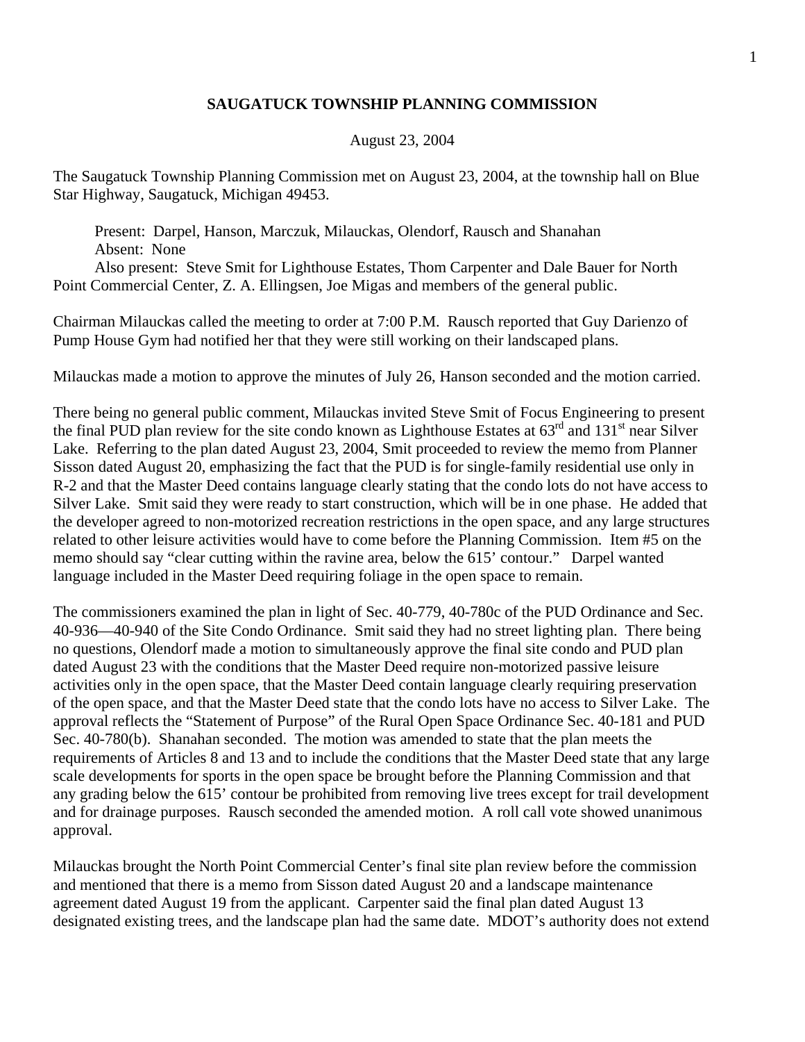# SAUGATUCK TOWNSHIP PLANNING COMMISSION

August 23, 2004

The Saugatuck Township Planning Commission met on August 23, 2004, at the township hall on Blue Star Highway, Saugatuck, Michigan 49453.

Present: Darpel, Hanson, Marczuk, Milauckas, Olendorf, Rausch and Shanahan
Absent: None
Also present: Steve Smit for Lighthouse Estates, Thom Carpenter and Dale Bauer for North Point Commercial Center, Z. A. Ellingsen, Joe Migas and members of the general public.

Chairman Milauckas called the meeting to order at 7:00 P.M. Rausch reported that Guy Darienzo of Pump House Gym had notified her that they were still working on their landscaped plans.

Milauckas made a motion to approve the minutes of July 26, Hanson seconded and the motion carried.

There being no general public comment, Milauckas invited Steve Smit of Focus Engineering to present the final PUD plan review for the site condo known as Lighthouse Estates at 63rd and 131st near Silver Lake. Referring to the plan dated August 23, 2004, Smit proceeded to review the memo from Planner Sisson dated August 20, emphasizing the fact that the PUD is for single-family residential use only in R-2 and that the Master Deed contains language clearly stating that the condo lots do not have access to Silver Lake. Smit said they were ready to start construction, which will be in one phase. He added that the developer agreed to non-motorized recreation restrictions in the open space, and any large structures related to other leisure activities would have to come before the Planning Commission. Item #5 on the memo should say "clear cutting within the ravine area, below the 615' contour." Darpel wanted language included in the Master Deed requiring foliage in the open space to remain.

The commissioners examined the plan in light of Sec. 40-779, 40-780c of the PUD Ordinance and Sec. 40-936—40-940 of the Site Condo Ordinance. Smit said they had no street lighting plan. There being no questions, Olendorf made a motion to simultaneously approve the final site condo and PUD plan dated August 23 with the conditions that the Master Deed require non-motorized passive leisure activities only in the open space, that the Master Deed contain language clearly requiring preservation of the open space, and that the Master Deed state that the condo lots have no access to Silver Lake. The approval reflects the "Statement of Purpose" of the Rural Open Space Ordinance Sec. 40-181 and PUD Sec. 40-780(b). Shanahan seconded. The motion was amended to state that the plan meets the requirements of Articles 8 and 13 and to include the conditions that the Master Deed state that any large scale developments for sports in the open space be brought before the Planning Commission and that any grading below the 615' contour be prohibited from removing live trees except for trail development and for drainage purposes. Rausch seconded the amended motion. A roll call vote showed unanimous approval.

Milauckas brought the North Point Commercial Center's final site plan review before the commission and mentioned that there is a memo from Sisson dated August 20 and a landscape maintenance agreement dated August 19 from the applicant. Carpenter said the final plan dated August 13 designated existing trees, and the landscape plan had the same date. MDOT's authority does not extend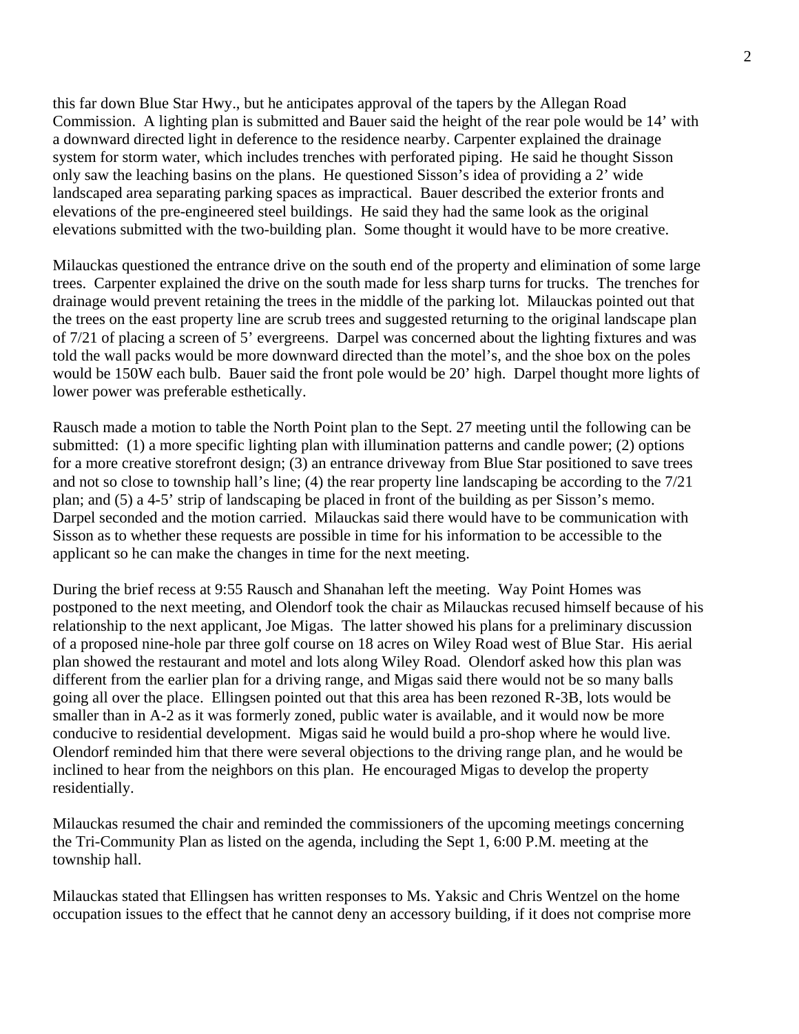this far down Blue Star Hwy., but he anticipates approval of the tapers by the Allegan Road Commission. A lighting plan is submitted and Bauer said the height of the rear pole would be 14' with a downward directed light in deference to the residence nearby. Carpenter explained the drainage system for storm water, which includes trenches with perforated piping. He said he thought Sisson only saw the leaching basins on the plans. He questioned Sisson's idea of providing a 2' wide landscaped area separating parking spaces as impractical. Bauer described the exterior fronts and elevations of the pre-engineered steel buildings. He said they had the same look as the original elevations submitted with the two-building plan. Some thought it would have to be more creative.

Milauckas questioned the entrance drive on the south end of the property and elimination of some large trees. Carpenter explained the drive on the south made for less sharp turns for trucks. The trenches for drainage would prevent retaining the trees in the middle of the parking lot. Milauckas pointed out that the trees on the east property line are scrub trees and suggested returning to the original landscape plan of 7/21 of placing a screen of 5' evergreens. Darpel was concerned about the lighting fixtures and was told the wall packs would be more downward directed than the motel's, and the shoe box on the poles would be 150W each bulb. Bauer said the front pole would be 20' high. Darpel thought more lights of lower power was preferable esthetically.

Rausch made a motion to table the North Point plan to the Sept. 27 meeting until the following can be submitted: (1) a more specific lighting plan with illumination patterns and candle power; (2) options for a more creative storefront design; (3) an entrance driveway from Blue Star positioned to save trees and not so close to township hall's line; (4) the rear property line landscaping be according to the 7/21 plan; and (5) a 4-5' strip of landscaping be placed in front of the building as per Sisson's memo. Darpel seconded and the motion carried. Milauckas said there would have to be communication with Sisson as to whether these requests are possible in time for his information to be accessible to the applicant so he can make the changes in time for the next meeting.

During the brief recess at 9:55 Rausch and Shanahan left the meeting. Way Point Homes was postponed to the next meeting, and Olendorf took the chair as Milauckas recused himself because of his relationship to the next applicant, Joe Migas. The latter showed his plans for a preliminary discussion of a proposed nine-hole par three golf course on 18 acres on Wiley Road west of Blue Star. His aerial plan showed the restaurant and motel and lots along Wiley Road. Olendorf asked how this plan was different from the earlier plan for a driving range, and Migas said there would not be so many balls going all over the place. Ellingsen pointed out that this area has been rezoned R-3B, lots would be smaller than in A-2 as it was formerly zoned, public water is available, and it would now be more conducive to residential development. Migas said he would build a pro-shop where he would live. Olendorf reminded him that there were several objections to the driving range plan, and he would be inclined to hear from the neighbors on this plan. He encouraged Migas to develop the property residentially.

Milauckas resumed the chair and reminded the commissioners of the upcoming meetings concerning the Tri-Community Plan as listed on the agenda, including the Sept 1, 6:00 P.M. meeting at the township hall.

Milauckas stated that Ellingsen has written responses to Ms. Yaksic and Chris Wentzel on the home occupation issues to the effect that he cannot deny an accessory building, if it does not comprise more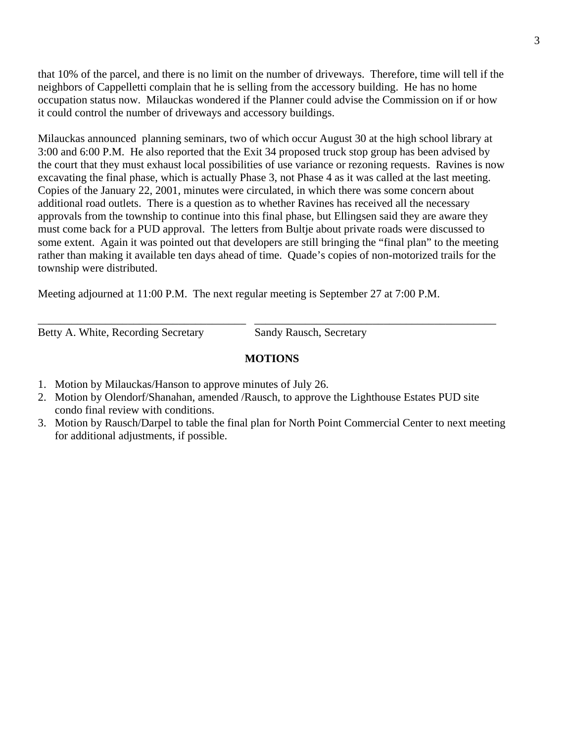that 10% of the parcel, and there is no limit on the number of driveways. Therefore, time will tell if the neighbors of Cappelletti complain that he is selling from the accessory building. He has no home occupation status now. Milauckas wondered if the Planner could advise the Commission on if or how it could control the number of driveways and accessory buildings.

Milauckas announced planning seminars, two of which occur August 30 at the high school library at 3:00 and 6:00 P.M. He also reported that the Exit 34 proposed truck stop group has been advised by the court that they must exhaust local possibilities of use variance or rezoning requests. Ravines is now excavating the final phase, which is actually Phase 3, not Phase 4 as it was called at the last meeting. Copies of the January 22, 2001, minutes were circulated, in which there was some concern about additional road outlets. There is a question as to whether Ravines has received all the necessary approvals from the township to continue into this final phase, but Ellingsen said they are aware they must come back for a PUD approval. The letters from Bultje about private roads were discussed to some extent. Again it was pointed out that developers are still bringing the "final plan" to the meeting rather than making it available ten days ahead of time. Quade's copies of non-motorized trails for the township were distributed.

Meeting adjourned at 11:00 P.M. The next regular meeting is September 27 at 7:00 P.M.

_____________________________________ ____________________________________________

Betty A. White, Recording Secretary Sandy Rausch, Secretary

**MOTIONS**

1. Motion by Milauckas/Hanson to approve minutes of July 26.
2. Motion by Olendorf/Shanahan, amended /Rausch, to approve the Lighthouse Estates PUD site condo final review with conditions.
3. Motion by Rausch/Darpel to table the final plan for North Point Commercial Center to next meeting for additional adjustments, if possible.